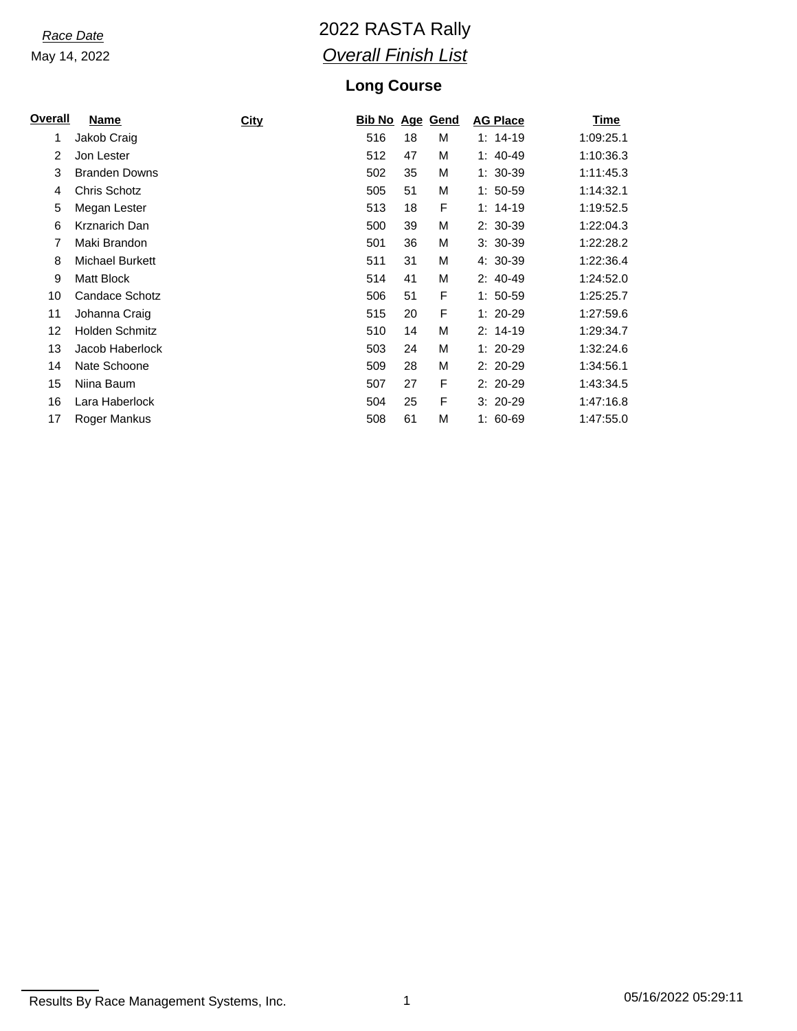*Race Date*

May 14, 2022

# 2022 RASTA Rally

## *Overall Finish List*

### Long Course

| Overall | Name | City | Bib No | Age | Gend | AG Place | Time |
|---|---|---|---|---|---|---|---|
| 1 | Jakob Craig | | 516 | 18 | M | 1: 14-19 | 1:09:25.1 |
| 2 | Jon Lester | | 512 | 47 | M | 1: 40-49 | 1:10:36.3 |
| 3 | Branden Downs | | 502 | 35 | M | 1: 30-39 | 1:11:45.3 |
| 4 | Chris Schotz | | 505 | 51 | M | 1: 50-59 | 1:14:32.1 |
| 5 | Megan Lester | | 513 | 18 | F | 1: 14-19 | 1:19:52.5 |
| 6 | Krznarich Dan | | 500 | 39 | M | 2: 30-39 | 1:22:04.3 |
| 7 | Maki Brandon | | 501 | 36 | M | 3: 30-39 | 1:22:28.2 |
| 8 | Michael Burkett | | 511 | 31 | M | 4: 30-39 | 1:22:36.4 |
| 9 | Matt Block | | 514 | 41 | M | 2: 40-49 | 1:24:52.0 |
| 10 | Candace Schotz | | 506 | 51 | F | 1: 50-59 | 1:25:25.7 |
| 11 | Johanna Craig | | 515 | 20 | F | 1: 20-29 | 1:27:59.6 |
| 12 | Holden Schmitz | | 510 | 14 | M | 2: 14-19 | 1:29:34.7 |
| 13 | Jacob Haberlock | | 503 | 24 | M | 1: 20-29 | 1:32:24.6 |
| 14 | Nate Schoone | | 509 | 28 | M | 2: 20-29 | 1:34:56.1 |
| 15 | Niina Baum | | 507 | 27 | F | 2: 20-29 | 1:43:34.5 |
| 16 | Lara Haberlock | | 504 | 25 | F | 3: 20-29 | 1:47:16.8 |
| 17 | Roger Mankus | | 508 | 61 | M | 1: 60-69 | 1:47:55.0 |

Results By Race Management Systems, Inc. 05/16/2022 05:29:11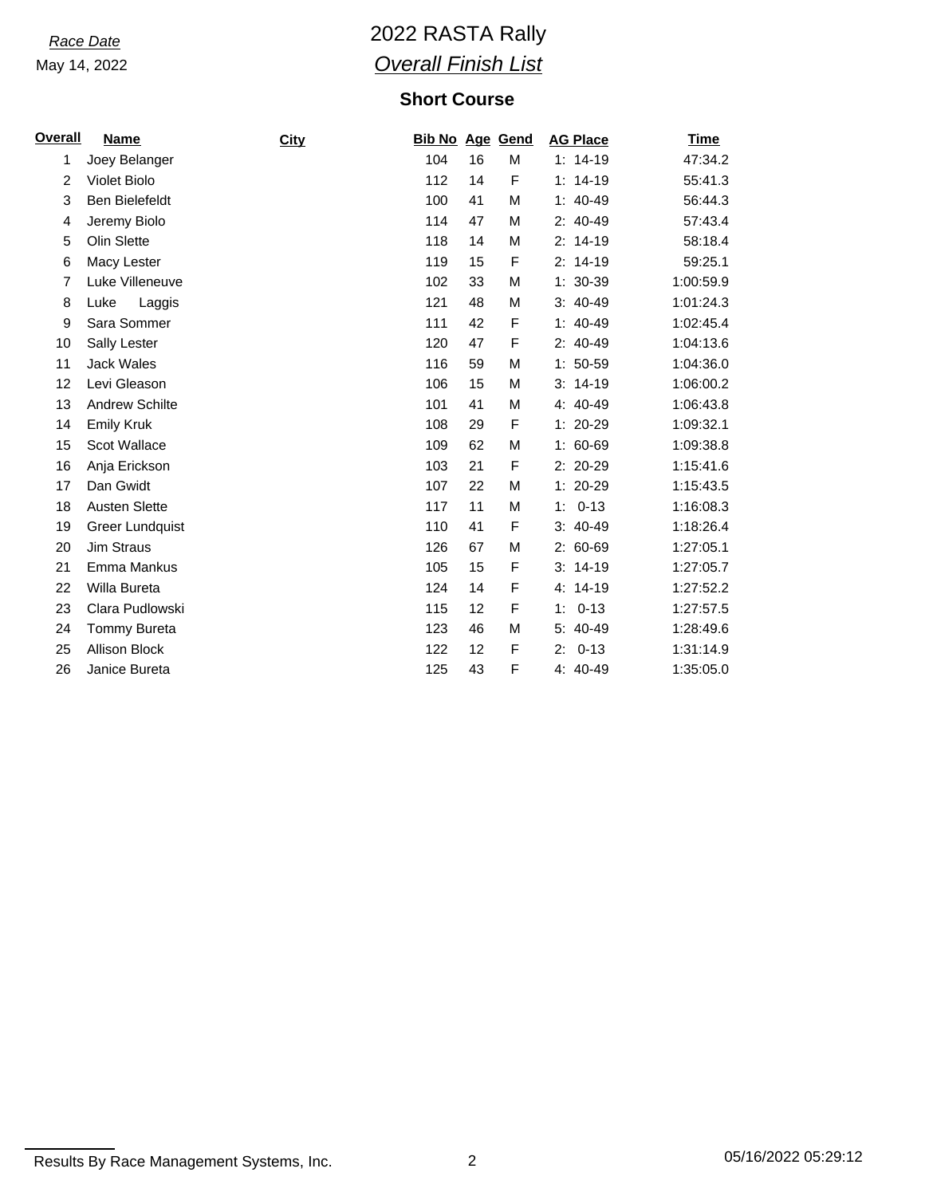*Race Date*

May 14, 2022

# 2022 RASTA Rally

## *Overall Finish List*

### Short Course

| Overall | Name | City | Bib No | Age | Gend | AG Place | Time |
|---|---|---|---|---|---|---|---|
| 1 | Joey Belanger | | 104 | 16 | M | 1: 14-19 | 47:34.2 |
| 2 | Violet Biolo | | 112 | 14 | F | 1: 14-19 | 55:41.3 |
| 3 | Ben Bielefeldt | | 100 | 41 | M | 1: 40-49 | 56:44.3 |
| 4 | Jeremy Biolo | | 114 | 47 | M | 2: 40-49 | 57:43.4 |
| 5 | Olin Slette | | 118 | 14 | M | 2: 14-19 | 58:18.4 |
| 6 | Macy Lester | | 119 | 15 | F | 2: 14-19 | 59:25.1 |
| 7 | Luke Villeneuve | | 102 | 33 | M | 1: 30-39 | 1:00:59.9 |
| 8 | Luke Laggis | | 121 | 48 | M | 3: 40-49 | 1:01:24.3 |
| 9 | Sara Sommer | | 111 | 42 | F | 1: 40-49 | 1:02:45.4 |
| 10 | Sally Lester | | 120 | 47 | F | 2: 40-49 | 1:04:13.6 |
| 11 | Jack Wales | | 116 | 59 | M | 1: 50-59 | 1:04:36.0 |
| 12 | Levi Gleason | | 106 | 15 | M | 3: 14-19 | 1:06:00.2 |
| 13 | Andrew Schilte | | 101 | 41 | M | 4: 40-49 | 1:06:43.8 |
| 14 | Emily Kruk | | 108 | 29 | F | 1: 20-29 | 1:09:32.1 |
| 15 | Scot Wallace | | 109 | 62 | M | 1: 60-69 | 1:09:38.8 |
| 16 | Anja Erickson | | 103 | 21 | F | 2: 20-29 | 1:15:41.6 |
| 17 | Dan Gwidt | | 107 | 22 | M | 1: 20-29 | 1:15:43.5 |
| 18 | Austen Slette | | 117 | 11 | M | 1: 0-13 | 1:16:08.3 |
| 19 | Greer Lundquist | | 110 | 41 | F | 3: 40-49 | 1:18:26.4 |
| 20 | Jim Straus | | 126 | 67 | M | 2: 60-69 | 1:27:05.1 |
| 21 | Emma Mankus | | 105 | 15 | F | 3: 14-19 | 1:27:05.7 |
| 22 | Willa Bureta | | 124 | 14 | F | 4: 14-19 | 1:27:52.2 |
| 23 | Clara Pudlowski | | 115 | 12 | F | 1: 0-13 | 1:27:57.5 |
| 24 | Tommy Bureta | | 123 | 46 | M | 5: 40-49 | 1:28:49.6 |
| 25 | Allison Block | | 122 | 12 | F | 2: 0-13 | 1:31:14.9 |
| 26 | Janice Bureta | | 125 | 43 | F | 4: 40-49 | 1:35:05.0 |

Results By Race Management Systems, Inc.

05/16/2022 05:29:12